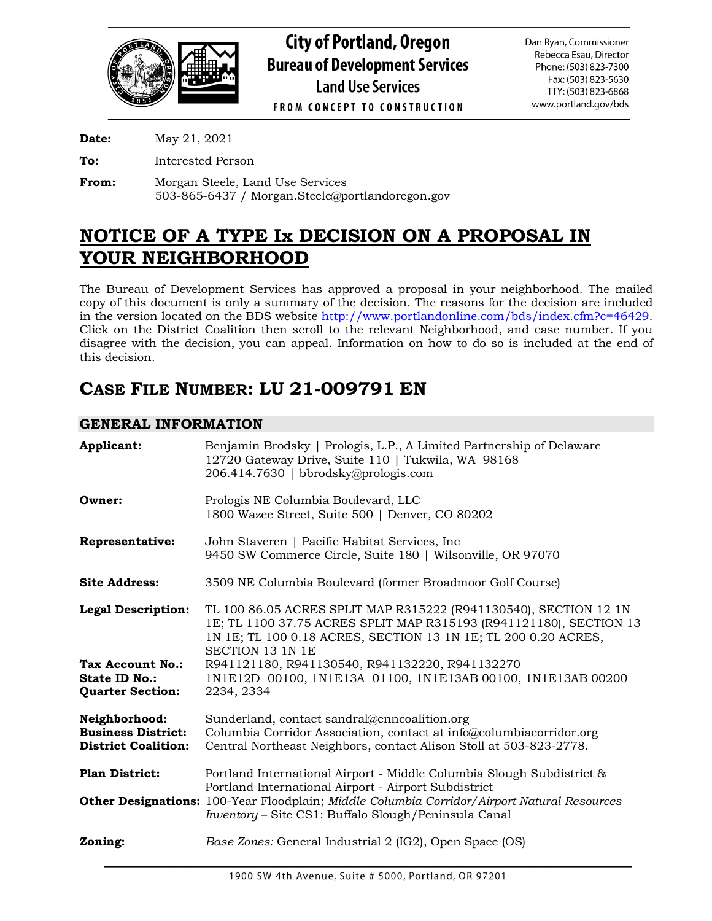**City of Portland, Oregon**
**Bureau of Development Services**
**Land Use Services**
FROM CONCEPT TO CONSTRUCTION

Dan Ryan, Commissioner
Rebecca Esau, Director
Phone: (503) 823-7300
Fax: (503) 823-5630
TTY: (503) 823-6868
www.portland.gov/bds

**Date:** May 21, 2021

**To:** Interested Person

**From:** Morgan Steele, Land Use Services
503-865-6437 / Morgan.Steele@portlandoregon.gov

# NOTICE OF A TYPE Ix DECISION ON A PROPOSAL IN YOUR NEIGHBORHOOD

The Bureau of Development Services has approved a proposal in your neighborhood. The mailed copy of this document is only a summary of the decision. The reasons for the decision are included in the version located on the BDS website http://www.portlandonline.com/bds/index.cfm?c=46429. Click on the District Coalition then scroll to the relevant Neighborhood, and case number. If you disagree with the decision, you can appeal. Information on how to do so is included at the end of this decision.

## CASE FILE NUMBER: LU 21-009791 EN

### GENERAL INFORMATION

**Applicant:** Benjamin Brodsky | Prologis, L.P., A Limited Partnership of Delaware
12720 Gateway Drive, Suite 110 | Tukwila, WA 98168
206.414.7630 | bbrodsky@prologis.com

**Owner:** Prologis NE Columbia Boulevard, LLC
1800 Wazee Street, Suite 500 | Denver, CO 80202

**Representative:** John Staveren | Pacific Habitat Services, Inc
9450 SW Commerce Circle, Suite 180 | Wilsonville, OR 97070

**Site Address:** 3509 NE Columbia Boulevard (former Broadmoor Golf Course)

**Legal Description:** TL 100 86.05 ACRES SPLIT MAP R315222 (R941130540), SECTION 12 1N 1E; TL 1100 37.75 ACRES SPLIT MAP R315193 (R941121180), SECTION 13 1N 1E; TL 100 0.18 ACRES, SECTION 13 1N 1E; TL 200 0.20 ACRES, SECTION 13 1N 1E

**Tax Account No.:** R941121180, R941130540, R941132220, R941132270

**State ID No.:** 1N1E12D 00100, 1N1E13A 01100, 1N1E13AB 00100, 1N1E13AB 00200

**Quarter Section:** 2234, 2334

**Neighborhood:** Sunderland, contact sandral@cnncoalition.org

**Business District:** Columbia Corridor Association, contact at info@columbiacorridor.org

**District Coalition:** Central Northeast Neighbors, contact Alison Stoll at 503-823-2778.

**Plan District:** Portland International Airport - Middle Columbia Slough Subdistrict & Portland International Airport - Airport Subdistrict

**Other Designations:** 100-Year Floodplain; *Middle Columbia Corridor/Airport Natural Resources Inventory* – Site CS1: Buffalo Slough/Peninsula Canal

**Zoning:** *Base Zones:* General Industrial 2 (IG2), Open Space (OS)

1900 SW 4th Avenue, Suite # 5000, Portland, OR 97201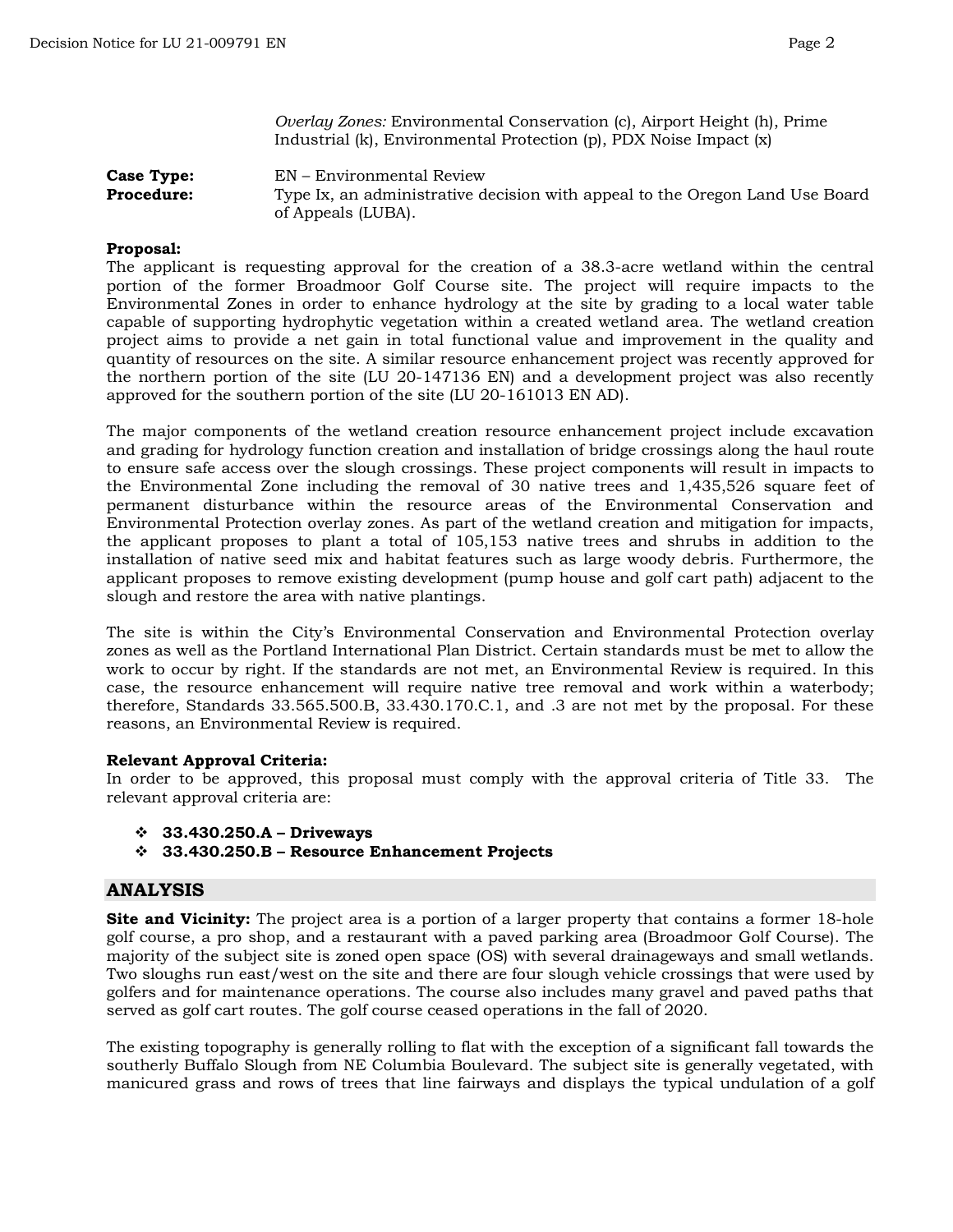*Overlay Zones:* Environmental Conservation (c), Airport Height (h), Prime Industrial (k), Environmental Protection (p), PDX Noise Impact (x)

**Case Type:** EN – Environmental Review
**Procedure:** Type Ix, an administrative decision with appeal to the Oregon Land Use Board of Appeals (LUBA).

**Proposal:**
The applicant is requesting approval for the creation of a 38.3-acre wetland within the central portion of the former Broadmoor Golf Course site. The project will require impacts to the Environmental Zones in order to enhance hydrology at the site by grading to a local water table capable of supporting hydrophytic vegetation within a created wetland area. The wetland creation project aims to provide a net gain in total functional value and improvement in the quality and quantity of resources on the site. A similar resource enhancement project was recently approved for the northern portion of the site (LU 20-147136 EN) and a development project was also recently approved for the southern portion of the site (LU 20-161013 EN AD).

The major components of the wetland creation resource enhancement project include excavation and grading for hydrology function creation and installation of bridge crossings along the haul route to ensure safe access over the slough crossings. These project components will result in impacts to the Environmental Zone including the removal of 30 native trees and 1,435,526 square feet of permanent disturbance within the resource areas of the Environmental Conservation and Environmental Protection overlay zones. As part of the wetland creation and mitigation for impacts, the applicant proposes to plant a total of 105,153 native trees and shrubs in addition to the installation of native seed mix and habitat features such as large woody debris. Furthermore, the applicant proposes to remove existing development (pump house and golf cart path) adjacent to the slough and restore the area with native plantings.

The site is within the City's Environmental Conservation and Environmental Protection overlay zones as well as the Portland International Plan District. Certain standards must be met to allow the work to occur by right. If the standards are not met, an Environmental Review is required. In this case, the resource enhancement will require native tree removal and work within a waterbody; therefore, Standards 33.565.500.B, 33.430.170.C.1, and .3 are not met by the proposal. For these reasons, an Environmental Review is required.

**Relevant Approval Criteria:**
In order to be approved, this proposal must comply with the approval criteria of Title 33. The relevant approval criteria are:

- **33.430.250.A – Driveways**
- **33.430.250.B – Resource Enhancement Projects**

## ANALYSIS

**Site and Vicinity:** The project area is a portion of a larger property that contains a former 18-hole golf course, a pro shop, and a restaurant with a paved parking area (Broadmoor Golf Course). The majority of the subject site is zoned open space (OS) with several drainageways and small wetlands. Two sloughs run east/west on the site and there are four slough vehicle crossings that were used by golfers and for maintenance operations. The course also includes many gravel and paved paths that served as golf cart routes. The golf course ceased operations in the fall of 2020.

The existing topography is generally rolling to flat with the exception of a significant fall towards the southerly Buffalo Slough from NE Columbia Boulevard. The subject site is generally vegetated, with manicured grass and rows of trees that line fairways and displays the typical undulation of a golf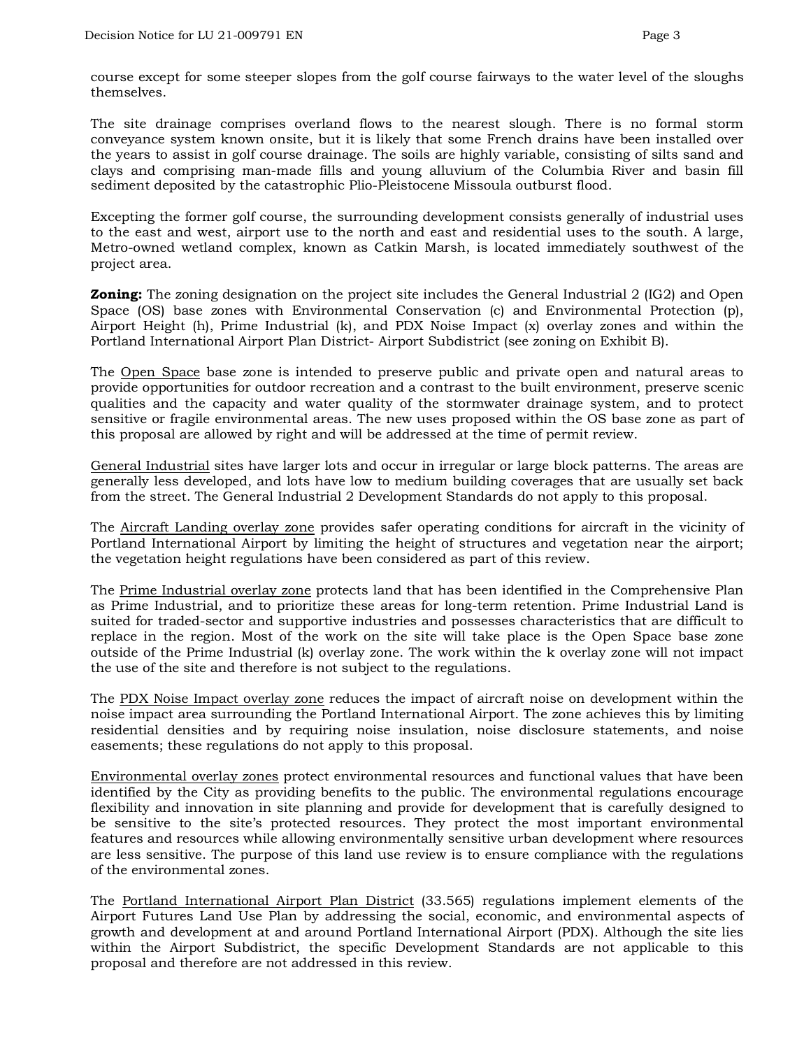course except for some steeper slopes from the golf course fairways to the water level of the sloughs themselves.

The site drainage comprises overland flows to the nearest slough. There is no formal storm conveyance system known onsite, but it is likely that some French drains have been installed over the years to assist in golf course drainage. The soils are highly variable, consisting of silts sand and clays and comprising man-made fills and young alluvium of the Columbia River and basin fill sediment deposited by the catastrophic Plio-Pleistocene Missoula outburst flood.

Excepting the former golf course, the surrounding development consists generally of industrial uses to the east and west, airport use to the north and east and residential uses to the south. A large, Metro-owned wetland complex, known as Catkin Marsh, is located immediately southwest of the project area.

**Zoning:** The zoning designation on the project site includes the General Industrial 2 (IG2) and Open Space (OS) base zones with Environmental Conservation (c) and Environmental Protection (p), Airport Height (h), Prime Industrial (k), and PDX Noise Impact (x) overlay zones and within the Portland International Airport Plan District- Airport Subdistrict (see zoning on Exhibit B).

The Open Space base zone is intended to preserve public and private open and natural areas to provide opportunities for outdoor recreation and a contrast to the built environment, preserve scenic qualities and the capacity and water quality of the stormwater drainage system, and to protect sensitive or fragile environmental areas. The new uses proposed within the OS base zone as part of this proposal are allowed by right and will be addressed at the time of permit review.

General Industrial sites have larger lots and occur in irregular or large block patterns. The areas are generally less developed, and lots have low to medium building coverages that are usually set back from the street. The General Industrial 2 Development Standards do not apply to this proposal.

The Aircraft Landing overlay zone provides safer operating conditions for aircraft in the vicinity of Portland International Airport by limiting the height of structures and vegetation near the airport; the vegetation height regulations have been considered as part of this review.

The Prime Industrial overlay zone protects land that has been identified in the Comprehensive Plan as Prime Industrial, and to prioritize these areas for long-term retention. Prime Industrial Land is suited for traded-sector and supportive industries and possesses characteristics that are difficult to replace in the region. Most of the work on the site will take place is the Open Space base zone outside of the Prime Industrial (k) overlay zone. The work within the k overlay zone will not impact the use of the site and therefore is not subject to the regulations.

The PDX Noise Impact overlay zone reduces the impact of aircraft noise on development within the noise impact area surrounding the Portland International Airport. The zone achieves this by limiting residential densities and by requiring noise insulation, noise disclosure statements, and noise easements; these regulations do not apply to this proposal.

Environmental overlay zones protect environmental resources and functional values that have been identified by the City as providing benefits to the public. The environmental regulations encourage flexibility and innovation in site planning and provide for development that is carefully designed to be sensitive to the site's protected resources. They protect the most important environmental features and resources while allowing environmentally sensitive urban development where resources are less sensitive. The purpose of this land use review is to ensure compliance with the regulations of the environmental zones.

The Portland International Airport Plan District (33.565) regulations implement elements of the Airport Futures Land Use Plan by addressing the social, economic, and environmental aspects of growth and development at and around Portland International Airport (PDX). Although the site lies within the Airport Subdistrict, the specific Development Standards are not applicable to this proposal and therefore are not addressed in this review.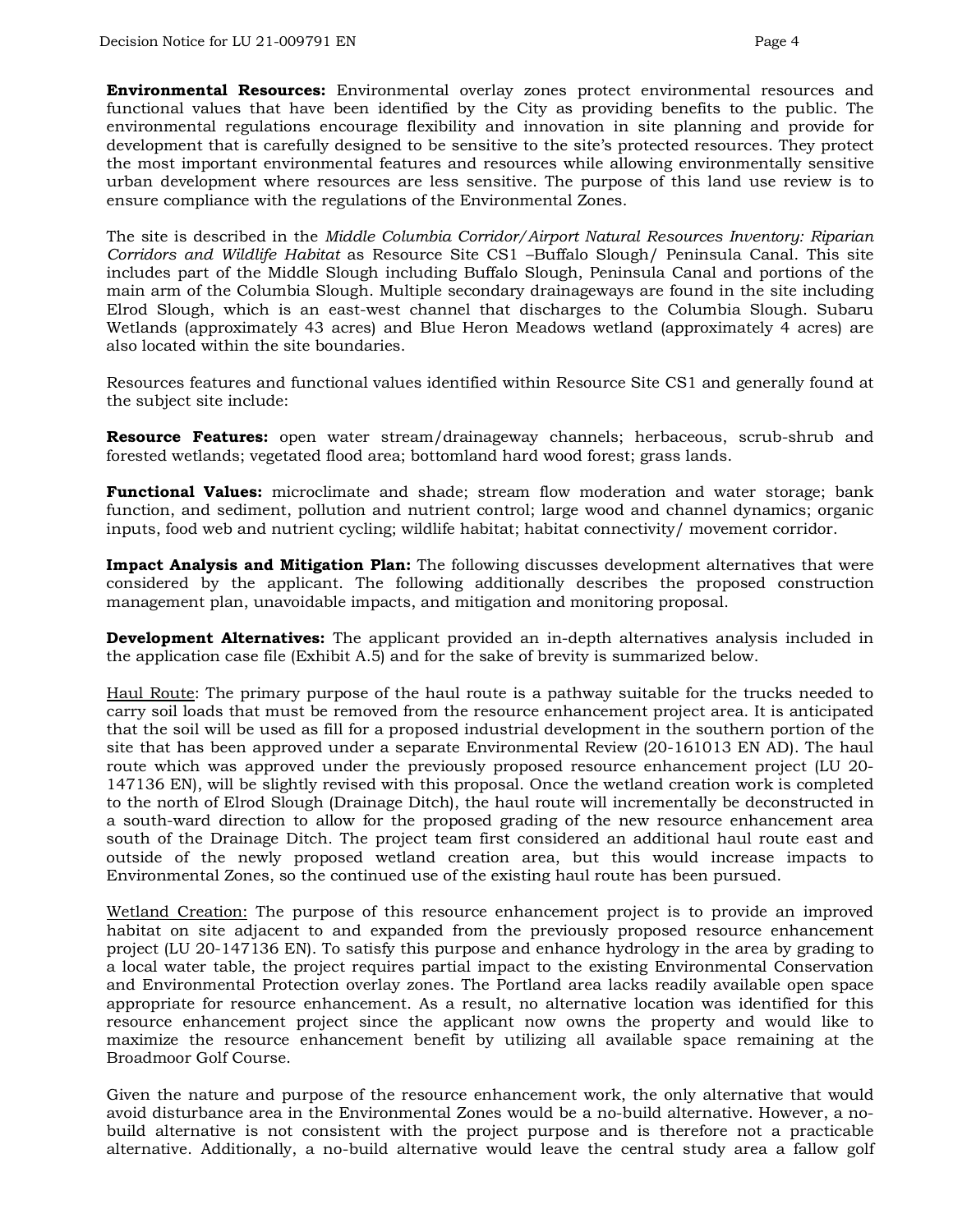**Environmental Resources:** Environmental overlay zones protect environmental resources and functional values that have been identified by the City as providing benefits to the public. The environmental regulations encourage flexibility and innovation in site planning and provide for development that is carefully designed to be sensitive to the site's protected resources. They protect the most important environmental features and resources while allowing environmentally sensitive urban development where resources are less sensitive. The purpose of this land use review is to ensure compliance with the regulations of the Environmental Zones.

The site is described in the *Middle Columbia Corridor/Airport Natural Resources Inventory: Riparian Corridors and Wildlife Habitat* as Resource Site CS1 –Buffalo Slough/ Peninsula Canal. This site includes part of the Middle Slough including Buffalo Slough, Peninsula Canal and portions of the main arm of the Columbia Slough. Multiple secondary drainageways are found in the site including Elrod Slough, which is an east-west channel that discharges to the Columbia Slough. Subaru Wetlands (approximately 43 acres) and Blue Heron Meadows wetland (approximately 4 acres) are also located within the site boundaries.

Resources features and functional values identified within Resource Site CS1 and generally found at the subject site include:

**Resource Features:** open water stream/drainageway channels; herbaceous, scrub-shrub and forested wetlands; vegetated flood area; bottomland hard wood forest; grass lands.

**Functional Values:** microclimate and shade; stream flow moderation and water storage; bank function, and sediment, pollution and nutrient control; large wood and channel dynamics; organic inputs, food web and nutrient cycling; wildlife habitat; habitat connectivity/ movement corridor.

**Impact Analysis and Mitigation Plan:** The following discusses development alternatives that were considered by the applicant. The following additionally describes the proposed construction management plan, unavoidable impacts, and mitigation and monitoring proposal.

**Development Alternatives:** The applicant provided an in-depth alternatives analysis included in the application case file (Exhibit A.5) and for the sake of brevity is summarized below.

<u>Haul Route</u>: The primary purpose of the haul route is a pathway suitable for the trucks needed to carry soil loads that must be removed from the resource enhancement project area. It is anticipated that the soil will be used as fill for a proposed industrial development in the southern portion of the site that has been approved under a separate Environmental Review (20-161013 EN AD). The haul route which was approved under the previously proposed resource enhancement project (LU 20-147136 EN), will be slightly revised with this proposal. Once the wetland creation work is completed to the north of Elrod Slough (Drainage Ditch), the haul route will incrementally be deconstructed in a south-ward direction to allow for the proposed grading of the new resource enhancement area south of the Drainage Ditch. The project team first considered an additional haul route east and outside of the newly proposed wetland creation area, but this would increase impacts to Environmental Zones, so the continued use of the existing haul route has been pursued.

<u>Wetland Creation:</u> The purpose of this resource enhancement project is to provide an improved habitat on site adjacent to and expanded from the previously proposed resource enhancement project (LU 20-147136 EN). To satisfy this purpose and enhance hydrology in the area by grading to a local water table, the project requires partial impact to the existing Environmental Conservation and Environmental Protection overlay zones. The Portland area lacks readily available open space appropriate for resource enhancement. As a result, no alternative location was identified for this resource enhancement project since the applicant now owns the property and would like to maximize the resource enhancement benefit by utilizing all available space remaining at the Broadmoor Golf Course.

Given the nature and purpose of the resource enhancement work, the only alternative that would avoid disturbance area in the Environmental Zones would be a no-build alternative. However, a no-build alternative is not consistent with the project purpose and is therefore not a practicable alternative. Additionally, a no-build alternative would leave the central study area a fallow golf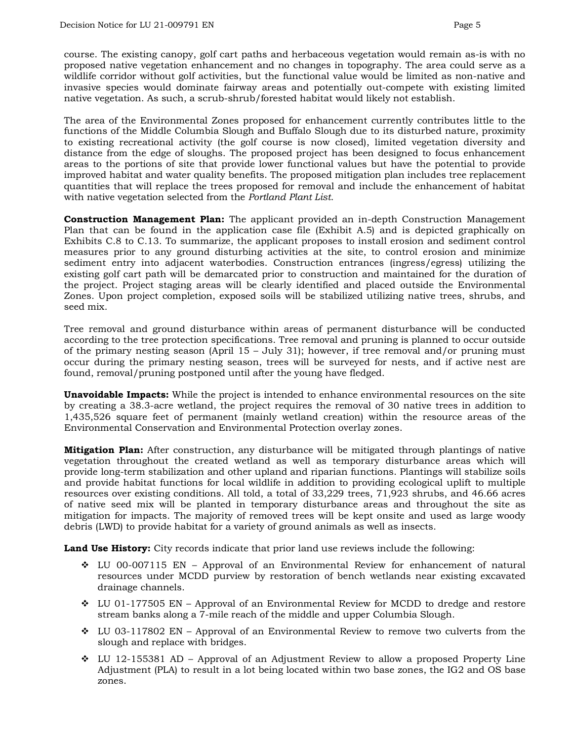course. The existing canopy, golf cart paths and herbaceous vegetation would remain as-is with no proposed native vegetation enhancement and no changes in topography. The area could serve as a wildlife corridor without golf activities, but the functional value would be limited as non-native and invasive species would dominate fairway areas and potentially out-compete with existing limited native vegetation. As such, a scrub-shrub/forested habitat would likely not establish.

The area of the Environmental Zones proposed for enhancement currently contributes little to the functions of the Middle Columbia Slough and Buffalo Slough due to its disturbed nature, proximity to existing recreational activity (the golf course is now closed), limited vegetation diversity and distance from the edge of sloughs. The proposed project has been designed to focus enhancement areas to the portions of site that provide lower functional values but have the potential to provide improved habitat and water quality benefits. The proposed mitigation plan includes tree replacement quantities that will replace the trees proposed for removal and include the enhancement of habitat with native vegetation selected from the *Portland Plant List*.

**Construction Management Plan:** The applicant provided an in-depth Construction Management Plan that can be found in the application case file (Exhibit A.5) and is depicted graphically on Exhibits C.8 to C.13. To summarize, the applicant proposes to install erosion and sediment control measures prior to any ground disturbing activities at the site, to control erosion and minimize sediment entry into adjacent waterbodies. Construction entrances (ingress/egress) utilizing the existing golf cart path will be demarcated prior to construction and maintained for the duration of the project. Project staging areas will be clearly identified and placed outside the Environmental Zones. Upon project completion, exposed soils will be stabilized utilizing native trees, shrubs, and seed mix.

Tree removal and ground disturbance within areas of permanent disturbance will be conducted according to the tree protection specifications. Tree removal and pruning is planned to occur outside of the primary nesting season (April 15 – July 31); however, if tree removal and/or pruning must occur during the primary nesting season, trees will be surveyed for nests, and if active nest are found, removal/pruning postponed until after the young have fledged.

**Unavoidable Impacts:** While the project is intended to enhance environmental resources on the site by creating a 38.3-acre wetland, the project requires the removal of 30 native trees in addition to 1,435,526 square feet of permanent (mainly wetland creation) within the resource areas of the Environmental Conservation and Environmental Protection overlay zones.

**Mitigation Plan:** After construction, any disturbance will be mitigated through plantings of native vegetation throughout the created wetland as well as temporary disturbance areas which will provide long-term stabilization and other upland and riparian functions. Plantings will stabilize soils and provide habitat functions for local wildlife in addition to providing ecological uplift to multiple resources over existing conditions. All told, a total of 33,229 trees, 71,923 shrubs, and 46.66 acres of native seed mix will be planted in temporary disturbance areas and throughout the site as mitigation for impacts. The majority of removed trees will be kept onsite and used as large woody debris (LWD) to provide habitat for a variety of ground animals as well as insects.

**Land Use History:** City records indicate that prior land use reviews include the following:

- LU 00-007115 EN – Approval of an Environmental Review for enhancement of natural resources under MCDD purview by restoration of bench wetlands near existing excavated drainage channels.
- LU 01-177505 EN – Approval of an Environmental Review for MCDD to dredge and restore stream banks along a 7-mile reach of the middle and upper Columbia Slough.
- LU 03-117802 EN – Approval of an Environmental Review to remove two culverts from the slough and replace with bridges.
- LU 12-155381 AD – Approval of an Adjustment Review to allow a proposed Property Line Adjustment (PLA) to result in a lot being located within two base zones, the IG2 and OS base zones.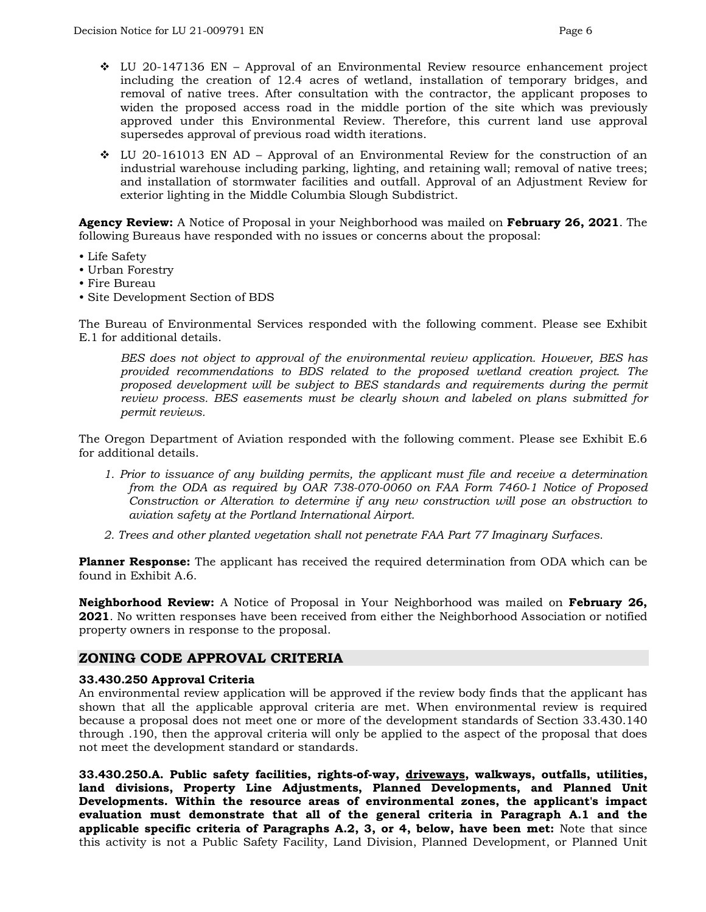- ❖ LU 20-147136 EN – Approval of an Environmental Review resource enhancement project including the creation of 12.4 acres of wetland, installation of temporary bridges, and removal of native trees. After consultation with the contractor, the applicant proposes to widen the proposed access road in the middle portion of the site which was previously approved under this Environmental Review. Therefore, this current land use approval supersedes approval of previous road width iterations.
- ❖ LU 20-161013 EN AD – Approval of an Environmental Review for the construction of an industrial warehouse including parking, lighting, and retaining wall; removal of native trees; and installation of stormwater facilities and outfall. Approval of an Adjustment Review for exterior lighting in the Middle Columbia Slough Subdistrict.

**Agency Review:** A Notice of Proposal in your Neighborhood was mailed on **February 26, 2021**. The following Bureaus have responded with no issues or concerns about the proposal:

- Life Safety
- Urban Forestry
- Fire Bureau
- Site Development Section of BDS

The Bureau of Environmental Services responded with the following comment. Please see Exhibit E.1 for additional details.

> *BES does not object to approval of the environmental review application. However, BES has provided recommendations to BDS related to the proposed wetland creation project. The proposed development will be subject to BES standards and requirements during the permit review process. BES easements must be clearly shown and labeled on plans submitted for permit reviews.*

The Oregon Department of Aviation responded with the following comment. Please see Exhibit E.6 for additional details.

1. *Prior to issuance of any building permits, the applicant must file and receive a determination from the ODA as required by OAR 738-070-0060 on FAA Form 7460-1 Notice of Proposed Construction or Alteration to determine if any new construction will pose an obstruction to aviation safety at the Portland International Airport.*
2. *Trees and other planted vegetation shall not penetrate FAA Part 77 Imaginary Surfaces.*

**Planner Response:** The applicant has received the required determination from ODA which can be found in Exhibit A.6.

**Neighborhood Review:** A Notice of Proposal in Your Neighborhood was mailed on **February 26, 2021**. No written responses have been received from either the Neighborhood Association or notified property owners in response to the proposal.

## ZONING CODE APPROVAL CRITERIA

**33.430.250 Approval Criteria**

An environmental review application will be approved if the review body finds that the applicant has shown that all the applicable approval criteria are met. When environmental review is required because a proposal does not meet one or more of the development standards of Section 33.430.140 through .190, then the approval criteria will only be applied to the aspect of the proposal that does not meet the development standard or standards.

**33.430.250.A. Public safety facilities, rights-of-way, <u>driveways</u>, walkways, outfalls, utilities, land divisions, Property Line Adjustments, Planned Developments, and Planned Unit Developments. Within the resource areas of environmental zones, the applicant's impact evaluation must demonstrate that all of the general criteria in Paragraph A.1 and the applicable specific criteria of Paragraphs A.2, 3, or 4, below, have been met:** Note that since this activity is not a Public Safety Facility, Land Division, Planned Development, or Planned Unit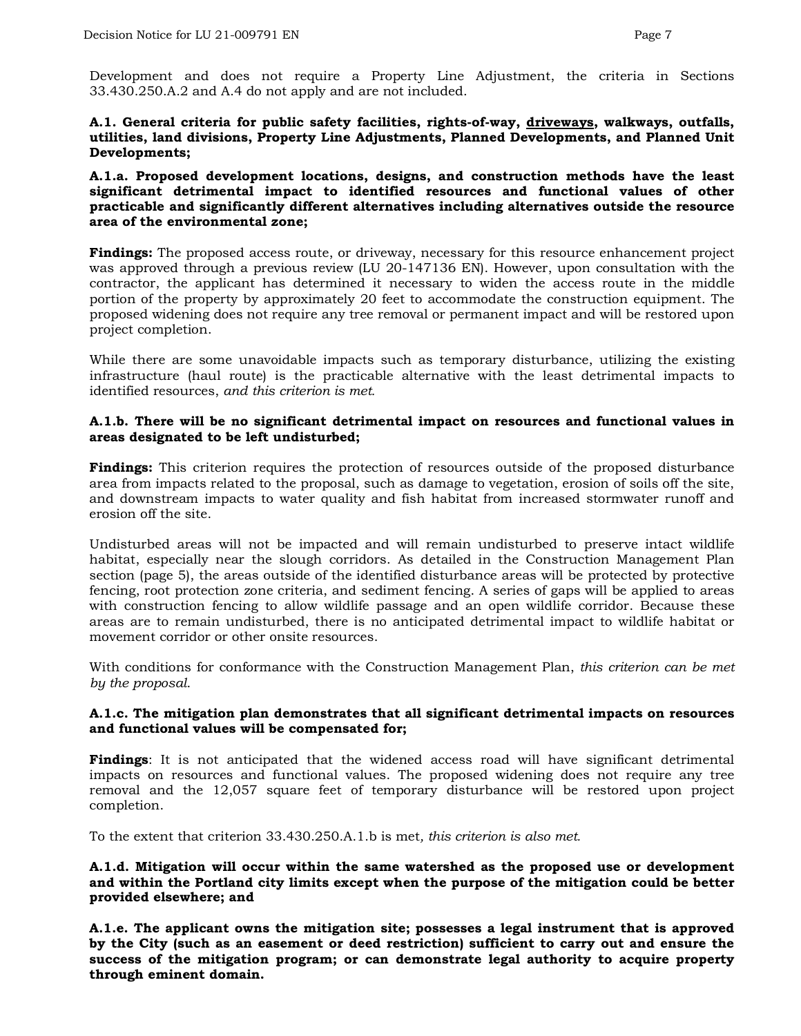Development and does not require a Property Line Adjustment, the criteria in Sections 33.430.250.A.2 and A.4 do not apply and are not included.

**A.1. General criteria for public safety facilities, rights-of-way, <u>driveways</u>, walkways, outfalls, utilities, land divisions, Property Line Adjustments, Planned Developments, and Planned Unit Developments;**

**A.1.a. Proposed development locations, designs, and construction methods have the least significant detrimental impact to identified resources and functional values of other practicable and significantly different alternatives including alternatives outside the resource area of the environmental zone;**

**Findings:** The proposed access route, or driveway, necessary for this resource enhancement project was approved through a previous review (LU 20-147136 EN). However, upon consultation with the contractor, the applicant has determined it necessary to widen the access route in the middle portion of the property by approximately 20 feet to accommodate the construction equipment. The proposed widening does not require any tree removal or permanent impact and will be restored upon project completion.

While there are some unavoidable impacts such as temporary disturbance, utilizing the existing infrastructure (haul route) is the practicable alternative with the least detrimental impacts to identified resources, *and this criterion is met.*

**A.1.b. There will be no significant detrimental impact on resources and functional values in areas designated to be left undisturbed;**

**Findings:** This criterion requires the protection of resources outside of the proposed disturbance area from impacts related to the proposal, such as damage to vegetation, erosion of soils off the site, and downstream impacts to water quality and fish habitat from increased stormwater runoff and erosion off the site.

Undisturbed areas will not be impacted and will remain undisturbed to preserve intact wildlife habitat, especially near the slough corridors. As detailed in the Construction Management Plan section (page 5), the areas outside of the identified disturbance areas will be protected by protective fencing, root protection zone criteria, and sediment fencing. A series of gaps will be applied to areas with construction fencing to allow wildlife passage and an open wildlife corridor. Because these areas are to remain undisturbed, there is no anticipated detrimental impact to wildlife habitat or movement corridor or other onsite resources.

With conditions for conformance with the Construction Management Plan, *this criterion can be met by the proposal.*

**A.1.c. The mitigation plan demonstrates that all significant detrimental impacts on resources and functional values will be compensated for;**

**Findings**: It is not anticipated that the widened access road will have significant detrimental impacts on resources and functional values. The proposed widening does not require any tree removal and the 12,057 square feet of temporary disturbance will be restored upon project completion.

To the extent that criterion 33.430.250.A.1.b is met*, this criterion is also met.*

**A.1.d. Mitigation will occur within the same watershed as the proposed use or development and within the Portland city limits except when the purpose of the mitigation could be better provided elsewhere; and**

**A.1.e. The applicant owns the mitigation site; possesses a legal instrument that is approved by the City (such as an easement or deed restriction) sufficient to carry out and ensure the success of the mitigation program; or can demonstrate legal authority to acquire property through eminent domain.**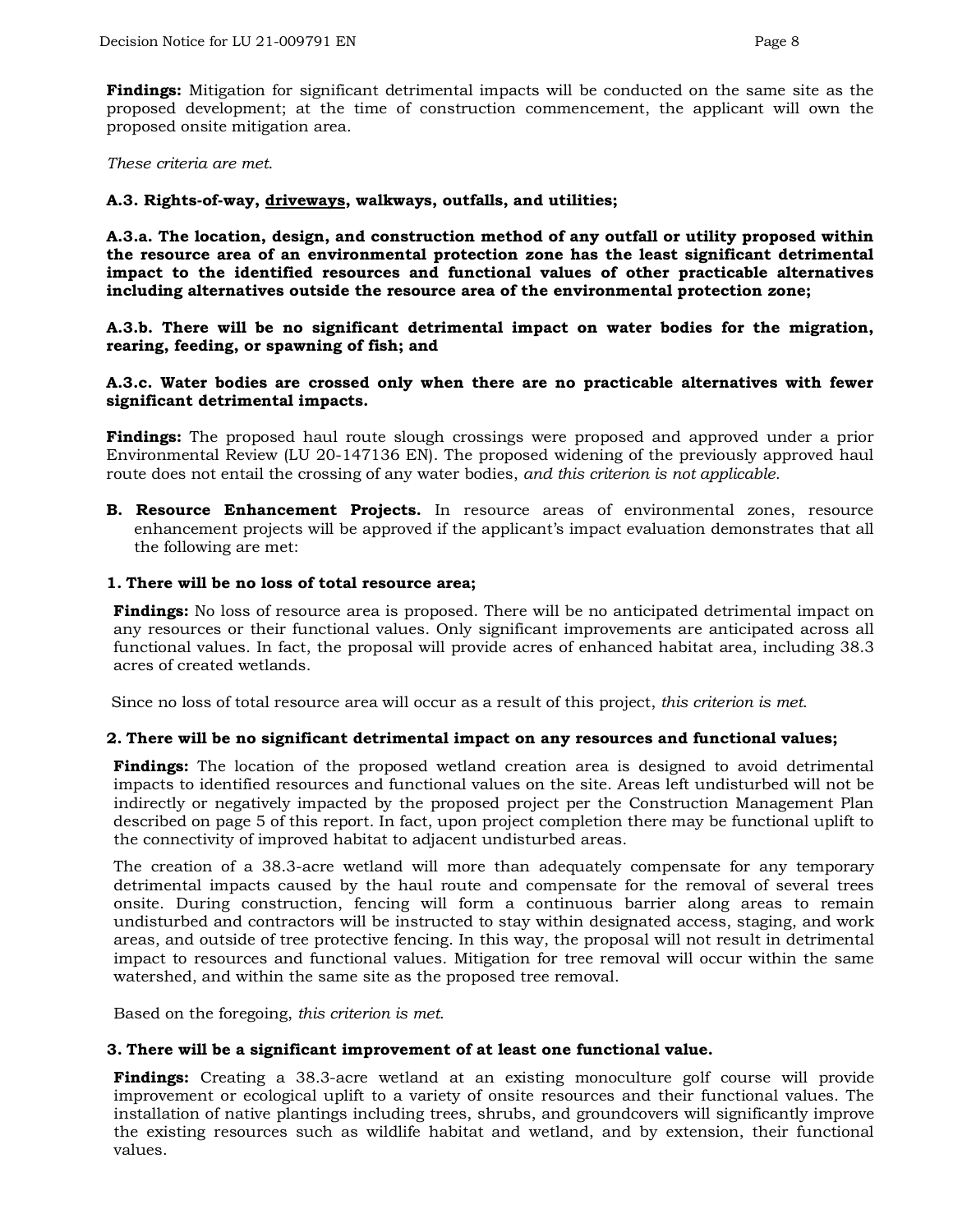**Findings:** Mitigation for significant detrimental impacts will be conducted on the same site as the proposed development; at the time of construction commencement, the applicant will own the proposed onsite mitigation area.

*These criteria are met.*

**A.3. Rights-of-way, driveways, walkways, outfalls, and utilities;**

**A.3.a. The location, design, and construction method of any outfall or utility proposed within the resource area of an environmental protection zone has the least significant detrimental impact to the identified resources and functional values of other practicable alternatives including alternatives outside the resource area of the environmental protection zone;**

**A.3.b. There will be no significant detrimental impact on water bodies for the migration, rearing, feeding, or spawning of fish; and**

**A.3.c. Water bodies are crossed only when there are no practicable alternatives with fewer significant detrimental impacts.**

**Findings:** The proposed haul route slough crossings were proposed and approved under a prior Environmental Review (LU 20-147136 EN). The proposed widening of the previously approved haul route does not entail the crossing of any water bodies, *and this criterion is not applicable.*

**B. Resource Enhancement Projects.** In resource areas of environmental zones, resource enhancement projects will be approved if the applicant's impact evaluation demonstrates that all the following are met:

**1. There will be no loss of total resource area;**

**Findings:** No loss of resource area is proposed. There will be no anticipated detrimental impact on any resources or their functional values. Only significant improvements are anticipated across all functional values. In fact, the proposal will provide acres of enhanced habitat area, including 38.3 acres of created wetlands.

Since no loss of total resource area will occur as a result of this project, *this criterion is met.*

**2. There will be no significant detrimental impact on any resources and functional values;**

**Findings:** The location of the proposed wetland creation area is designed to avoid detrimental impacts to identified resources and functional values on the site. Areas left undisturbed will not be indirectly or negatively impacted by the proposed project per the Construction Management Plan described on page 5 of this report. In fact, upon project completion there may be functional uplift to the connectivity of improved habitat to adjacent undisturbed areas.

The creation of a 38.3-acre wetland will more than adequately compensate for any temporary detrimental impacts caused by the haul route and compensate for the removal of several trees onsite. During construction, fencing will form a continuous barrier along areas to remain undisturbed and contractors will be instructed to stay within designated access, staging, and work areas, and outside of tree protective fencing. In this way, the proposal will not result in detrimental impact to resources and functional values. Mitigation for tree removal will occur within the same watershed, and within the same site as the proposed tree removal.

Based on the foregoing, *this criterion is met.*

**3. There will be a significant improvement of at least one functional value.**

**Findings:** Creating a 38.3-acre wetland at an existing monoculture golf course will provide improvement or ecological uplift to a variety of onsite resources and their functional values. The installation of native plantings including trees, shrubs, and groundcovers will significantly improve the existing resources such as wildlife habitat and wetland, and by extension, their functional values.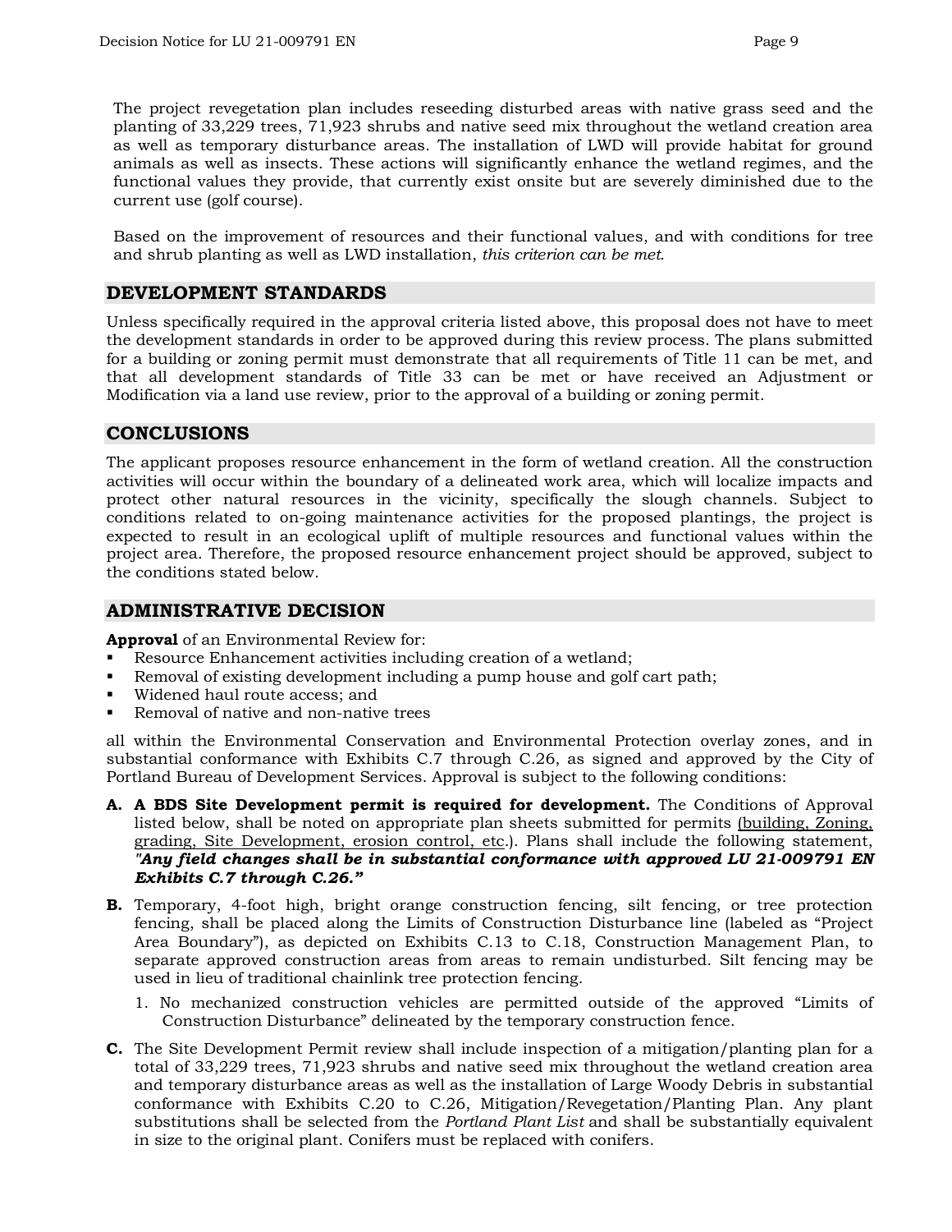The project revegetation plan includes reseeding disturbed areas with native grass seed and the planting of 33,229 trees, 71,923 shrubs and native seed mix throughout the wetland creation area as well as temporary disturbance areas. The installation of LWD will provide habitat for ground animals as well as insects. These actions will significantly enhance the wetland regimes, and the functional values they provide, that currently exist onsite but are severely diminished due to the current use (golf course).

Based on the improvement of resources and their functional values, and with conditions for tree and shrub planting as well as LWD installation, *this criterion can be met*.

## DEVELOPMENT STANDARDS

Unless specifically required in the approval criteria listed above, this proposal does not have to meet the development standards in order to be approved during this review process. The plans submitted for a building or zoning permit must demonstrate that all requirements of Title 11 can be met, and that all development standards of Title 33 can be met or have received an Adjustment or Modification via a land use review, prior to the approval of a building or zoning permit.

## CONCLUSIONS

The applicant proposes resource enhancement in the form of wetland creation. All the construction activities will occur within the boundary of a delineated work area, which will localize impacts and protect other natural resources in the vicinity, specifically the slough channels. Subject to conditions related to on-going maintenance activities for the proposed plantings, the project is expected to result in an ecological uplift of multiple resources and functional values within the project area. Therefore, the proposed resource enhancement project should be approved, subject to the conditions stated below.

## ADMINISTRATIVE DECISION

**Approval** of an Environmental Review for:

- Resource Enhancement activities including creation of a wetland;
- Removal of existing development including a pump house and golf cart path;
- Widened haul route access; and
- Removal of native and non-native trees

all within the Environmental Conservation and Environmental Protection overlay zones, and in substantial conformance with Exhibits C.7 through C.26, as signed and approved by the City of Portland Bureau of Development Services. Approval is subject to the following conditions:

**A. A BDS Site Development permit is required for development.** The Conditions of Approval listed below, shall be noted on appropriate plan sheets submitted for permits (building, Zoning, grading, Site Development, erosion control, etc.). Plans shall include the following statement, ***"Any field changes shall be in substantial conformance with approved LU 21-009791 EN Exhibits C.7 through C.26."***

**B.** Temporary, 4-foot high, bright orange construction fencing, silt fencing, or tree protection fencing, shall be placed along the Limits of Construction Disturbance line (labeled as "Project Area Boundary"), as depicted on Exhibits C.13 to C.18, Construction Management Plan, to separate approved construction areas from areas to remain undisturbed. Silt fencing may be used in lieu of traditional chainlink tree protection fencing.

1. No mechanized construction vehicles are permitted outside of the approved "Limits of Construction Disturbance" delineated by the temporary construction fence.

**C.** The Site Development Permit review shall include inspection of a mitigation/planting plan for a total of 33,229 trees, 71,923 shrubs and native seed mix throughout the wetland creation area and temporary disturbance areas as well as the installation of Large Woody Debris in substantial conformance with Exhibits C.20 to C.26, Mitigation/Revegetation/Planting Plan. Any plant substitutions shall be selected from the *Portland Plant List* and shall be substantially equivalent in size to the original plant. Conifers must be replaced with conifers.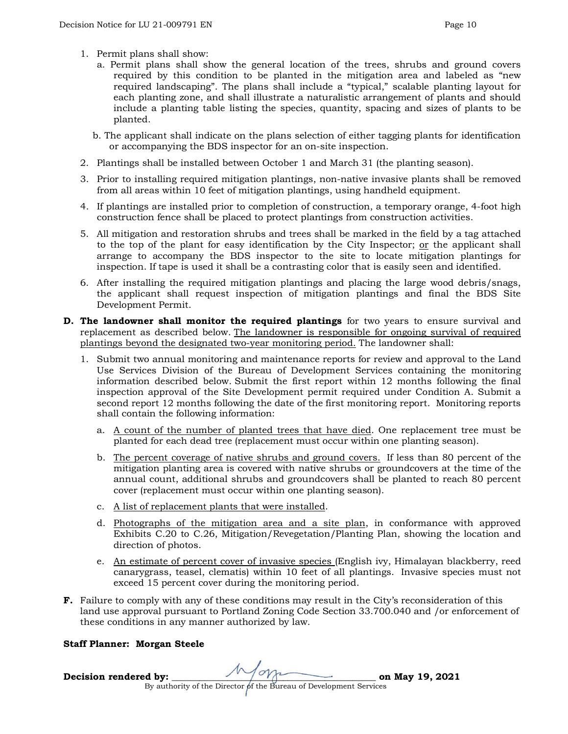1. Permit plans shall show:
   a. Permit plans shall show the general location of the trees, shrubs and ground covers required by this condition to be planted in the mitigation area and labeled as "new required landscaping". The plans shall include a "typical," scalable planting layout for each planting zone, and shall illustrate a naturalistic arrangement of plants and should include a planting table listing the species, quantity, spacing and sizes of plants to be planted.

   b. The applicant shall indicate on the plans selection of either tagging plants for identification or accompanying the BDS inspector for an on-site inspection.

2. Plantings shall be installed between October 1 and March 31 (the planting season).

3. Prior to installing required mitigation plantings, non-native invasive plants shall be removed from all areas within 10 feet of mitigation plantings, using handheld equipment.

4. If plantings are installed prior to completion of construction, a temporary orange, 4-foot high construction fence shall be placed to protect plantings from construction activities.

5. All mitigation and restoration shrubs and trees shall be marked in the field by a tag attached to the top of the plant for easy identification by the City Inspector; <u>or</u> the applicant shall arrange to accompany the BDS inspector to the site to locate mitigation plantings for inspection. If tape is used it shall be a contrasting color that is easily seen and identified.

6. After installing the required mitigation plantings and placing the large wood debris/snags, the applicant shall request inspection of mitigation plantings and final the BDS Site Development Permit.

**D. The landowner shall monitor the required plantings** for two years to ensure survival and replacement as described below. <u>The landowner is responsible for ongoing survival of required plantings beyond the designated two-year monitoring period.</u> The landowner shall:

1. Submit two annual monitoring and maintenance reports for review and approval to the Land Use Services Division of the Bureau of Development Services containing the monitoring information described below. Submit the first report within 12 months following the final inspection approval of the Site Development permit required under Condition A. Submit a second report 12 months following the date of the first monitoring report. Monitoring reports shall contain the following information:

   a. <u>A count of the number of planted trees that have died</u>. One replacement tree must be planted for each dead tree (replacement must occur within one planting season).

   b. <u>The percent coverage of native shrubs and ground covers.</u> If less than 80 percent of the mitigation planting area is covered with native shrubs or groundcovers at the time of the annual count, additional shrubs and groundcovers shall be planted to reach 80 percent cover (replacement must occur within one planting season).

   c. <u>A list of replacement plants that were installed</u>.

   d. <u>Photographs of the mitigation area and a site plan</u>, in conformance with approved Exhibits C.20 to C.26, Mitigation/Revegetation/Planting Plan, showing the location and direction of photos.

   e. <u>An estimate of percent cover of invasive species</u> (English ivy, Himalayan blackberry, reed canarygrass, teasel, clematis) within 10 feet of all plantings. Invasive species must not exceed 15 percent cover during the monitoring period.

**F.** Failure to comply with any of these conditions may result in the City's reconsideration of this land use approval pursuant to Portland Zoning Code Section 33.700.040 and /or enforcement of these conditions in any manner authorized by law.

**Staff Planner: Morgan Steele**

**Decision rendered by:** ______________________ **on May 19, 2021**

By authority of the Director of the Bureau of Development Services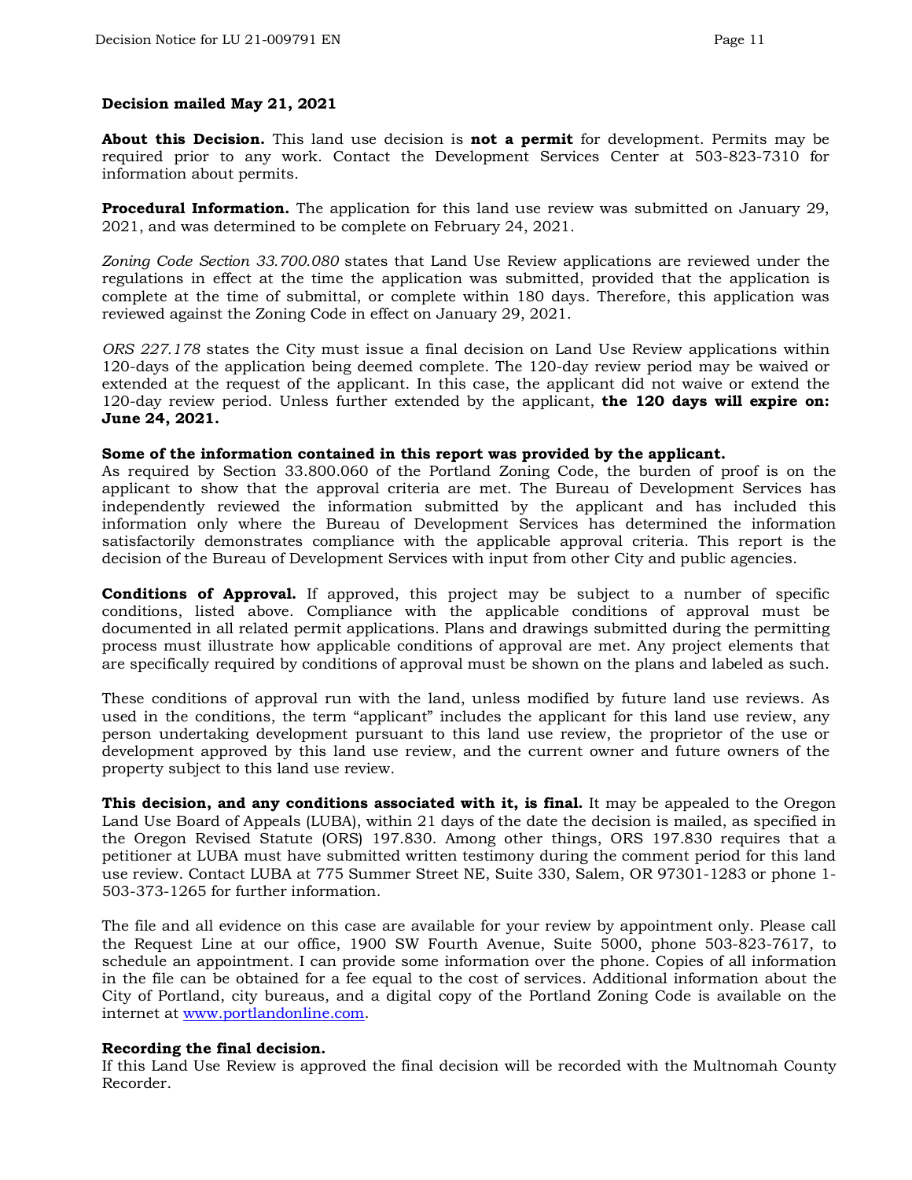**Decision mailed May 21, 2021**

**About this Decision.** This land use decision is **not a permit** for development. Permits may be required prior to any work. Contact the Development Services Center at 503-823-7310 for information about permits.

**Procedural Information.** The application for this land use review was submitted on January 29, 2021, and was determined to be complete on February 24, 2021.

*Zoning Code Section 33.700.080* states that Land Use Review applications are reviewed under the regulations in effect at the time the application was submitted, provided that the application is complete at the time of submittal, or complete within 180 days. Therefore, this application was reviewed against the Zoning Code in effect on January 29, 2021.

*ORS 227.178* states the City must issue a final decision on Land Use Review applications within 120-days of the application being deemed complete. The 120-day review period may be waived or extended at the request of the applicant. In this case, the applicant did not waive or extend the 120-day review period. Unless further extended by the applicant, **the 120 days will expire on: June 24, 2021.**

**Some of the information contained in this report was provided by the applicant.**
As required by Section 33.800.060 of the Portland Zoning Code, the burden of proof is on the applicant to show that the approval criteria are met. The Bureau of Development Services has independently reviewed the information submitted by the applicant and has included this information only where the Bureau of Development Services has determined the information satisfactorily demonstrates compliance with the applicable approval criteria. This report is the decision of the Bureau of Development Services with input from other City and public agencies.

**Conditions of Approval.** If approved, this project may be subject to a number of specific conditions, listed above. Compliance with the applicable conditions of approval must be documented in all related permit applications. Plans and drawings submitted during the permitting process must illustrate how applicable conditions of approval are met. Any project elements that are specifically required by conditions of approval must be shown on the plans and labeled as such.

These conditions of approval run with the land, unless modified by future land use reviews. As used in the conditions, the term "applicant" includes the applicant for this land use review, any person undertaking development pursuant to this land use review, the proprietor of the use or development approved by this land use review, and the current owner and future owners of the property subject to this land use review.

**This decision, and any conditions associated with it, is final.** It may be appealed to the Oregon Land Use Board of Appeals (LUBA), within 21 days of the date the decision is mailed, as specified in the Oregon Revised Statute (ORS) 197.830. Among other things, ORS 197.830 requires that a petitioner at LUBA must have submitted written testimony during the comment period for this land use review. Contact LUBA at 775 Summer Street NE, Suite 330, Salem, OR 97301-1283 or phone 1-503-373-1265 for further information.

The file and all evidence on this case are available for your review by appointment only. Please call the Request Line at our office, 1900 SW Fourth Avenue, Suite 5000, phone 503-823-7617, to schedule an appointment. I can provide some information over the phone. Copies of all information in the file can be obtained for a fee equal to the cost of services. Additional information about the City of Portland, city bureaus, and a digital copy of the Portland Zoning Code is available on the internet at www.portlandonline.com.

**Recording the final decision.**
If this Land Use Review is approved the final decision will be recorded with the Multnomah County Recorder.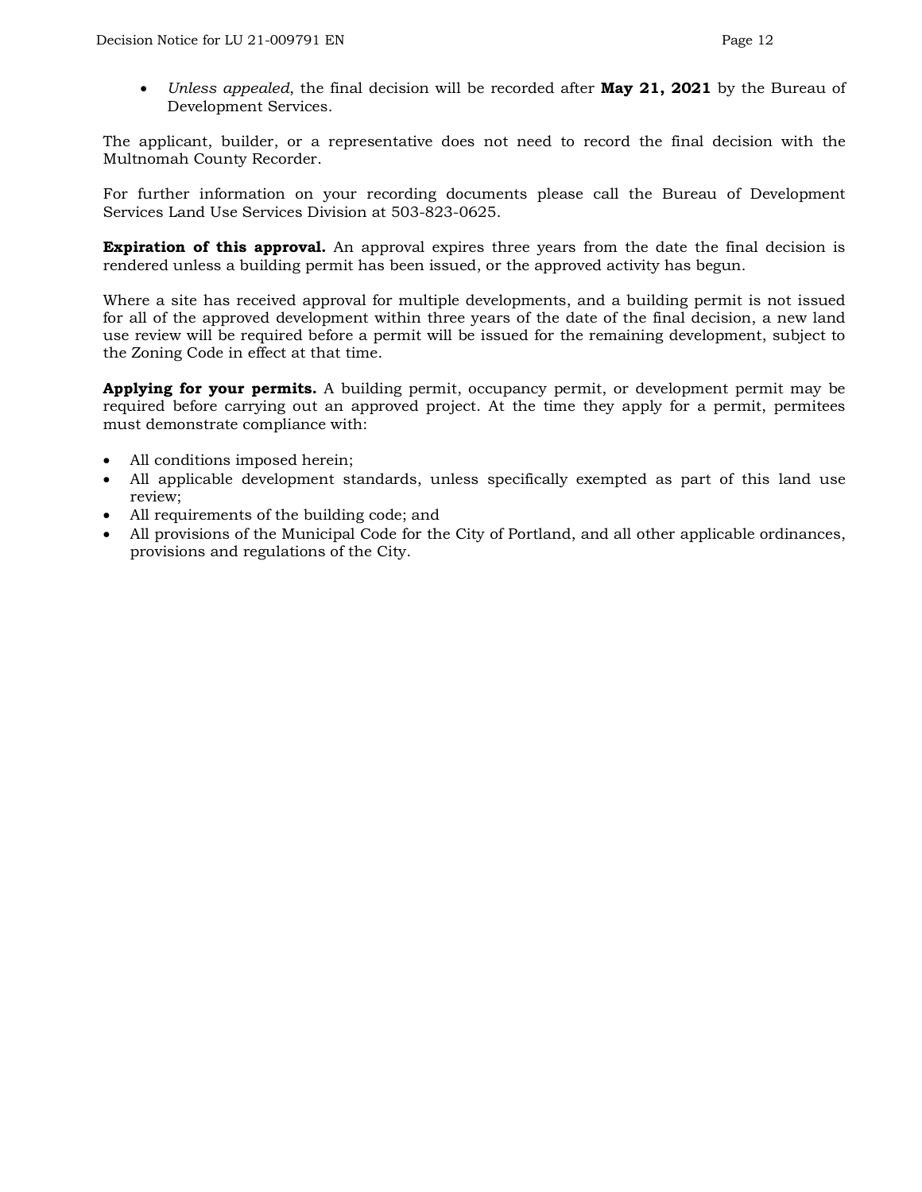- *Unless appealed*, the final decision will be recorded after **May 21, 2021** by the Bureau of Development Services.

The applicant, builder, or a representative does not need to record the final decision with the Multnomah County Recorder.

For further information on your recording documents please call the Bureau of Development Services Land Use Services Division at 503-823-0625.

**Expiration of this approval.** An approval expires three years from the date the final decision is rendered unless a building permit has been issued, or the approved activity has begun.

Where a site has received approval for multiple developments, and a building permit is not issued for all of the approved development within three years of the date of the final decision, a new land use review will be required before a permit will be issued for the remaining development, subject to the Zoning Code in effect at that time.

**Applying for your permits.** A building permit, occupancy permit, or development permit may be required before carrying out an approved project. At the time they apply for a permit, permitees must demonstrate compliance with:

- All conditions imposed herein;
- All applicable development standards, unless specifically exempted as part of this land use review;
- All requirements of the building code; and
- All provisions of the Municipal Code for the City of Portland, and all other applicable ordinances, provisions and regulations of the City.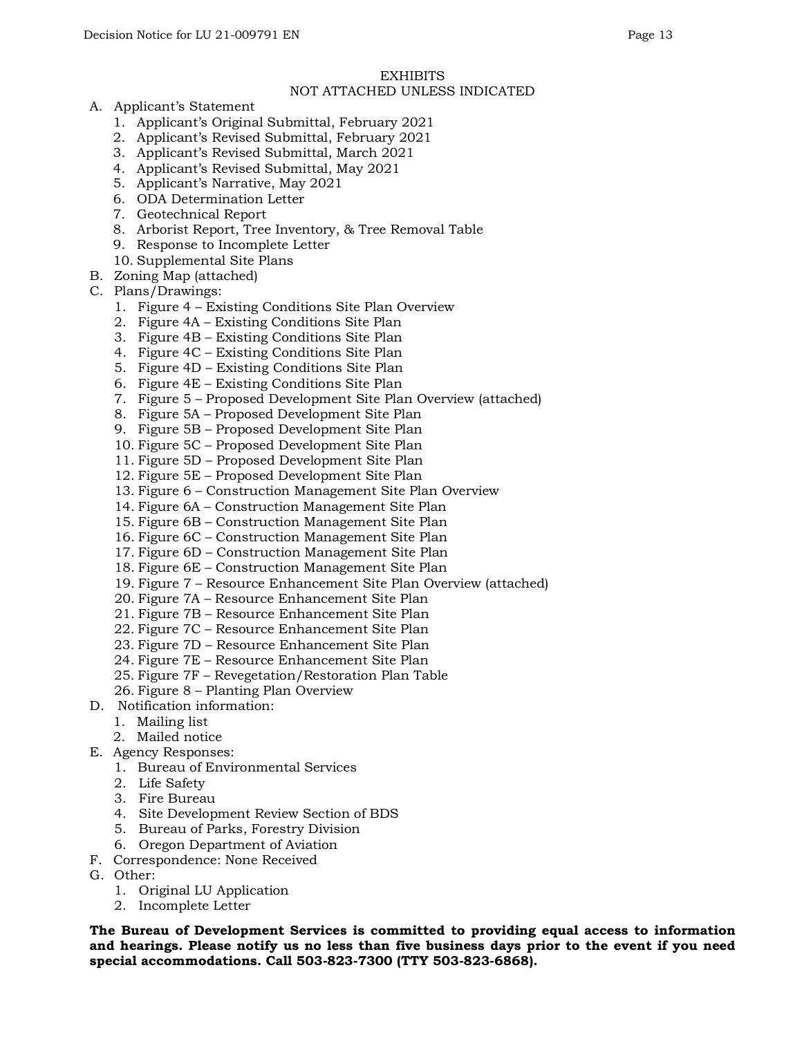## EXHIBITS

### NOT ATTACHED UNLESS INDICATED

A. Applicant's Statement
   1. Applicant's Original Submittal, February 2021
   2. Applicant's Revised Submittal, February 2021
   3. Applicant's Revised Submittal, March 2021
   4. Applicant's Revised Submittal, May 2021
   5. Applicant's Narrative, May 2021
   6. ODA Determination Letter
   7. Geotechnical Report
   8. Arborist Report, Tree Inventory, & Tree Removal Table
   9. Response to Incomplete Letter
   10. Supplemental Site Plans

B. Zoning Map (attached)

C. Plans/Drawings:
   1. Figure 4 – Existing Conditions Site Plan Overview
   2. Figure 4A – Existing Conditions Site Plan
   3. Figure 4B – Existing Conditions Site Plan
   4. Figure 4C – Existing Conditions Site Plan
   5. Figure 4D – Existing Conditions Site Plan
   6. Figure 4E – Existing Conditions Site Plan
   7. Figure 5 – Proposed Development Site Plan Overview (attached)
   8. Figure 5A – Proposed Development Site Plan
   9. Figure 5B – Proposed Development Site Plan
   10. Figure 5C – Proposed Development Site Plan
   11. Figure 5D – Proposed Development Site Plan
   12. Figure 5E – Proposed Development Site Plan
   13. Figure 6 – Construction Management Site Plan Overview
   14. Figure 6A – Construction Management Site Plan
   15. Figure 6B – Construction Management Site Plan
   16. Figure 6C – Construction Management Site Plan
   17. Figure 6D – Construction Management Site Plan
   18. Figure 6E – Construction Management Site Plan
   19. Figure 7 – Resource Enhancement Site Plan Overview (attached)
   20. Figure 7A – Resource Enhancement Site Plan
   21. Figure 7B – Resource Enhancement Site Plan
   22. Figure 7C – Resource Enhancement Site Plan
   23. Figure 7D – Resource Enhancement Site Plan
   24. Figure 7E – Resource Enhancement Site Plan
   25. Figure 7F – Revegetation/Restoration Plan Table
   26. Figure 8 – Planting Plan Overview

D. Notification information:
   1. Mailing list
   2. Mailed notice

E. Agency Responses:
   1. Bureau of Environmental Services
   2. Life Safety
   3. Fire Bureau
   4. Site Development Review Section of BDS
   5. Bureau of Parks, Forestry Division
   6. Oregon Department of Aviation

F. Correspondence: None Received

G. Other:
   1. Original LU Application
   2. Incomplete Letter

**The Bureau of Development Services is committed to providing equal access to information and hearings. Please notify us no less than five business days prior to the event if you need special accommodations. Call 503-823-7300 (TTY 503-823-6868).**